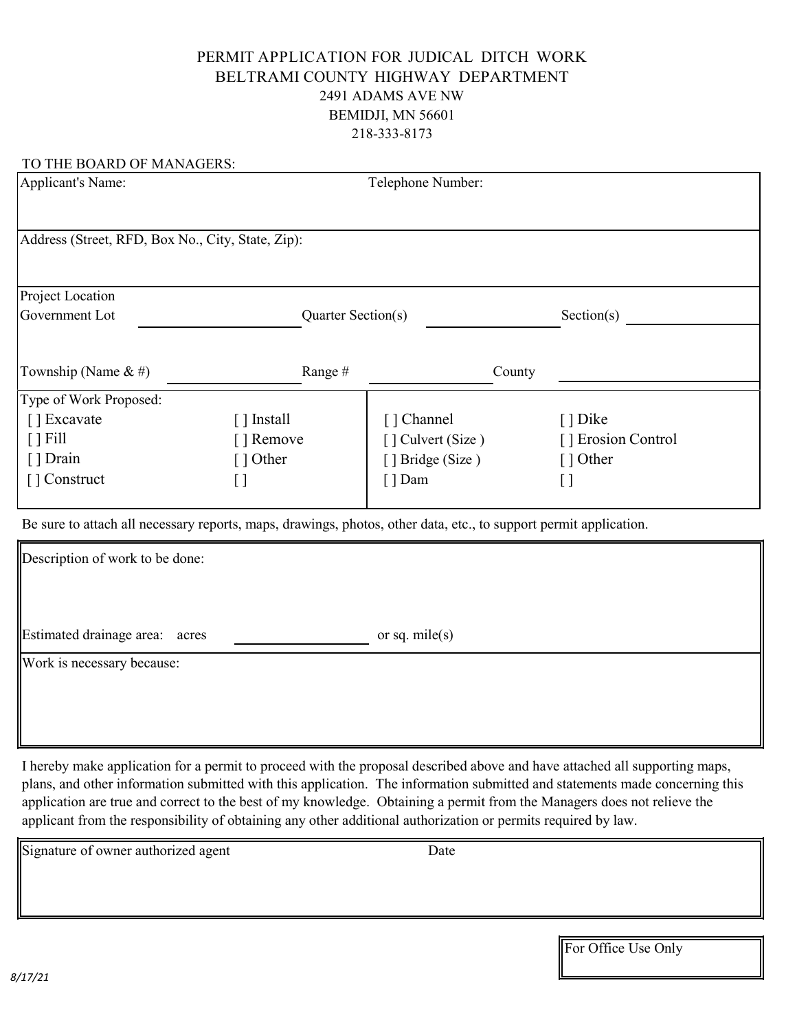# PERMIT APPLICATION FOR JUDICAL DITCH WORK

## BELTRAMI COUNTY HIGHWAY DEPARTMENT

2491 ADAMS AVE NW
BEMIDJI, MN 56601
218-333-8173

TO THE BOARD OF MANAGERS:

Applicant's Name: Telephone Number:

Address (Street, RFD, Box No., City, State, Zip):

Project Location

Government Lot ____________ Quarter Section(s) ____________ Section(s) ____________

Township (Name & #) ____________ Range # ____________ County ____________

Type of Work Proposed:

| | | | |
|---|---|---|---|
| [ ] Excavate | [ ] Install | [ ] Channel | [ ] Dike |
| [ ] Fill | [ ] Remove | [ ] Culvert (Size ) | [ ] Erosion Control |
| [ ] Drain | [ ] Other | [ ] Bridge (Size ) | [ ] Other |
| [ ] Construct | [ ] | [ ] Dam | [ ] |

Be sure to attach all necessary reports, maps, drawings, photos, other data, etc., to support permit application.

Description of work to be done:

Estimated drainage area: acres ____________ or sq. mile(s)

Work is necessary because:

I hereby make application for a permit to proceed with the proposal described above and have attached all supporting maps, plans, and other information submitted with this application. The information submitted and statements made concerning this application are true and correct to the best of my knowledge. Obtaining a permit from the Managers does not relieve the applicant from the responsibility of obtaining any other additional authorization or permits required by law.

Signature of owner authorized agent Date

For Office Use Only

*8/17/21*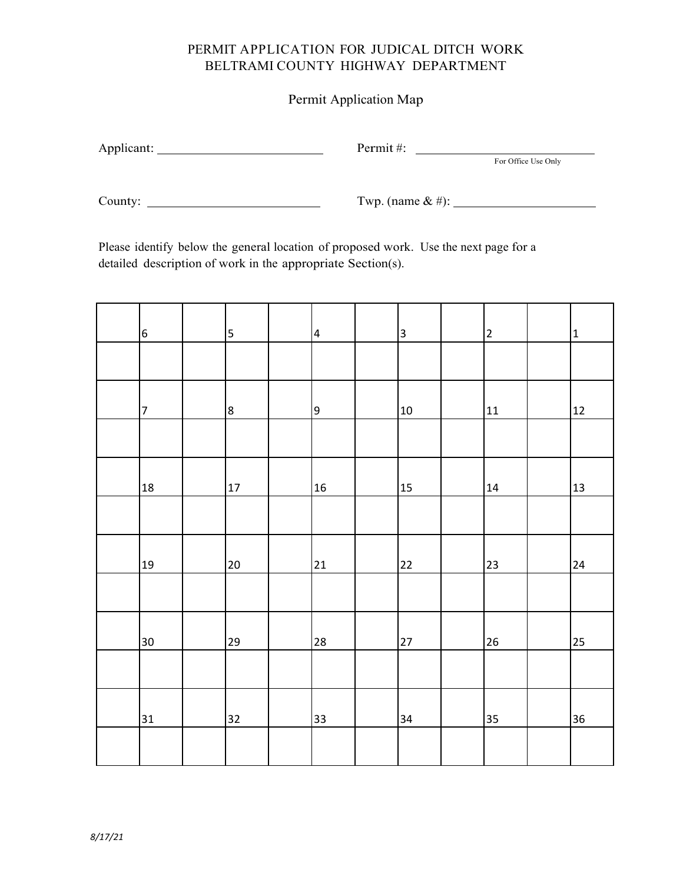PERMIT APPLICATION FOR JUDICAL DITCH WORK
BELTRAMI COUNTY HIGHWAY DEPARTMENT

Permit Application Map

Applicant: ______________________ Permit #: ______________________
For Office Use Only

County: ______________________ Twp. (name & #): ______________________

Please identify below the general location of proposed work. Use the next page for a detailed description of work in the appropriate Section(s).

| | 6 | | 5 | | 4 | | 3 | | 2 | | 1 |
|---|---|---|---|---|---|---|---|---|---|---|---|
| | | | | | | | | | | | |
| | 7 | | 8 | | 9 | | 10 | | 11 | | 12 |
| | | | | | | | | | | | |
| | 18 | | 17 | | 16 | | 15 | | 14 | | 13 |
| | | | | | | | | | | | |
| | 19 | | 20 | | 21 | | 22 | | 23 | | 24 |
| | | | | | | | | | | | |
| | 30 | | 29 | | 28 | | 27 | | 26 | | 25 |
| | | | | | | | | | | | |
| | 31 | | 32 | | 33 | | 34 | | 35 | | 36 |
| | | | | | | | | | | | |

*8/17/21*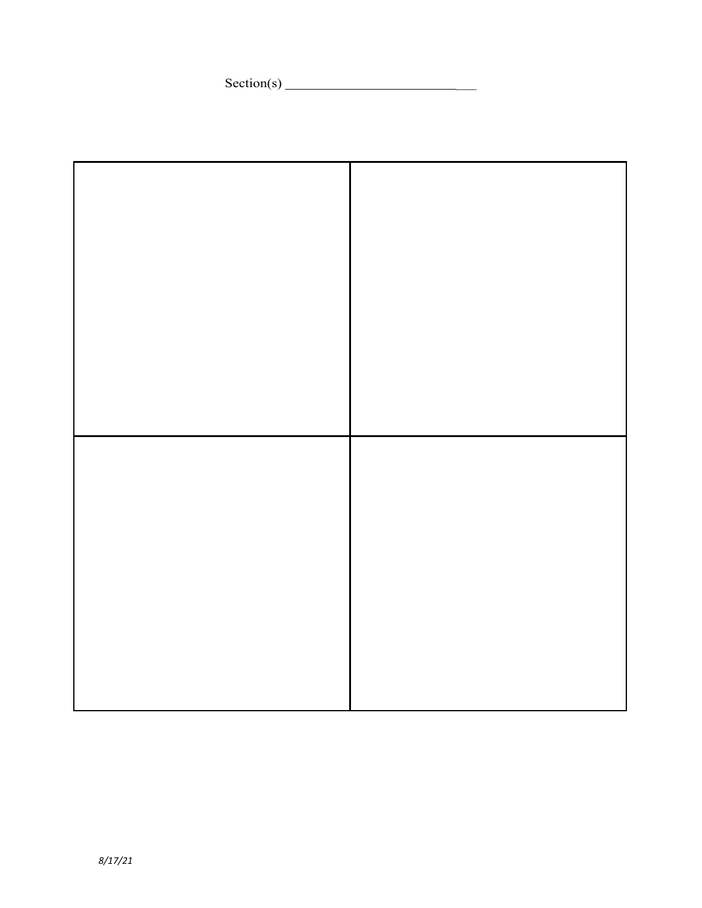Section(s) ___________________________

|  |  |
| --- | --- |
|  |  |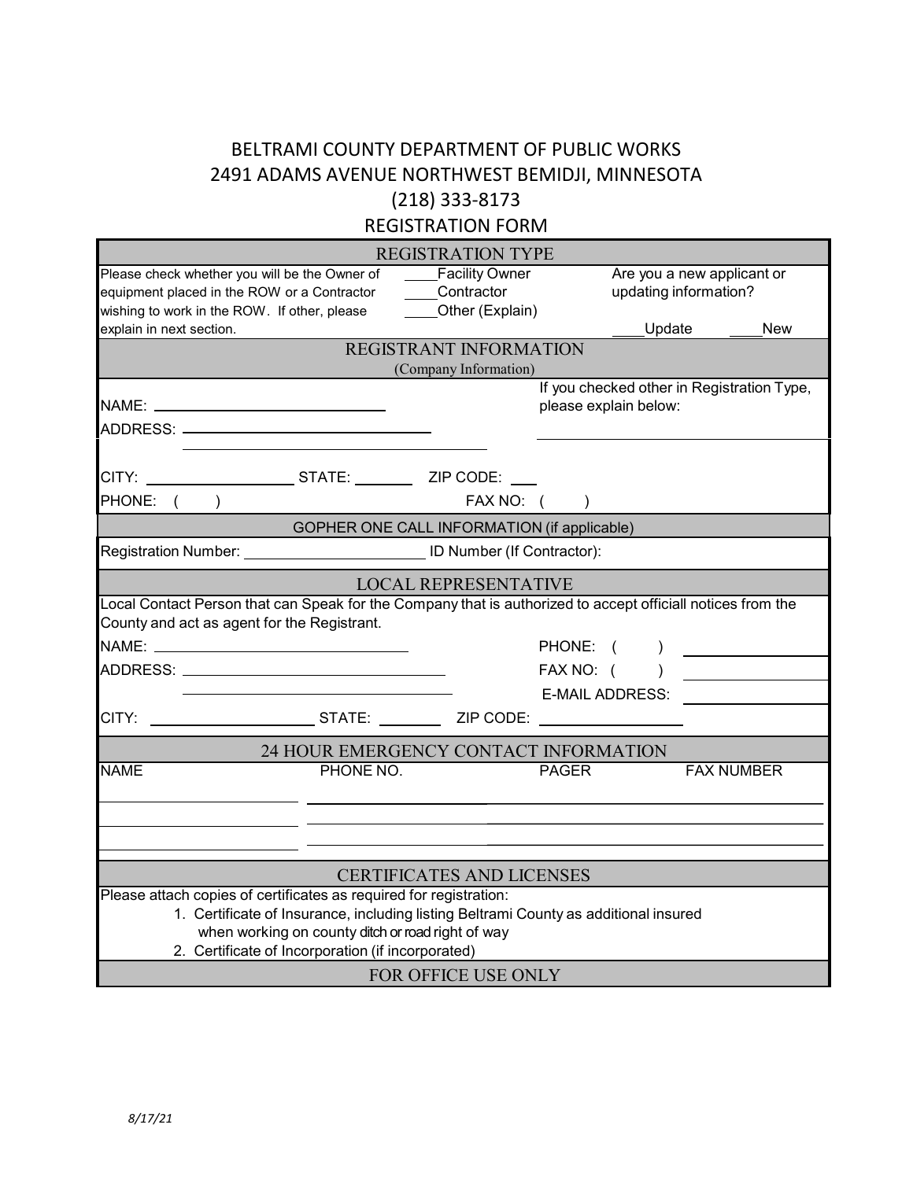# BELTRAMI COUNTY DEPARTMENT OF PUBLIC WORKS
# 2491 ADAMS AVENUE NORTHWEST BEMIDJI, MINNESOTA
# (218) 333-8173
# REGISTRATION FORM

## REGISTRATION TYPE

Please check whether you will be the Owner of equipment placed in the ROW or a Contractor wishing to work in the ROW. If other, please explain in next section.

____Facility Owner
____Contractor
____Other (Explain)

Are you a new applicant or updating information?

____Update ____New

## REGISTRANT INFORMATION

(Company Information)

NAME: ______________________________

ADDRESS: ______________________________

______________________________

CITY: ________________ STATE: ________ ZIP CODE: ____

PHONE: ( )          FAX NO: ( )

If you checked other in Registration Type, please explain below:

______________________________

## GOPHER ONE CALL INFORMATION (if applicable)

Registration Number: ____________________ ID Number (If Contractor):

## LOCAL REPRESENTATIVE

Local Contact Person that can Speak for the Company that is authorized to accept officiall notices from the County and act as agent for the Registrant.

NAME: ______________________________          PHONE: ( ) ____________

ADDRESS: ______________________________          FAX NO: ( ) ____________

______________________________          E-MAIL ADDRESS: ____________

CITY: ________________ STATE: ________ ZIP CODE: ________________

## 24 HOUR EMERGENCY CONTACT INFORMATION

| NAME | PHONE NO. | PAGER | FAX NUMBER |
| --- | --- | --- | --- |
| | | | |
| | | | |
| | | | |

## CERTIFICATES AND LICENSES

Please attach copies of certificates as required for registration:

1. Certificate of Insurance, including listing Beltrami County as additional insured when working on county ditch or road right of way
2. Certificate of Incorporation (if incorporated)

## FOR OFFICE USE ONLY

*8/17/21*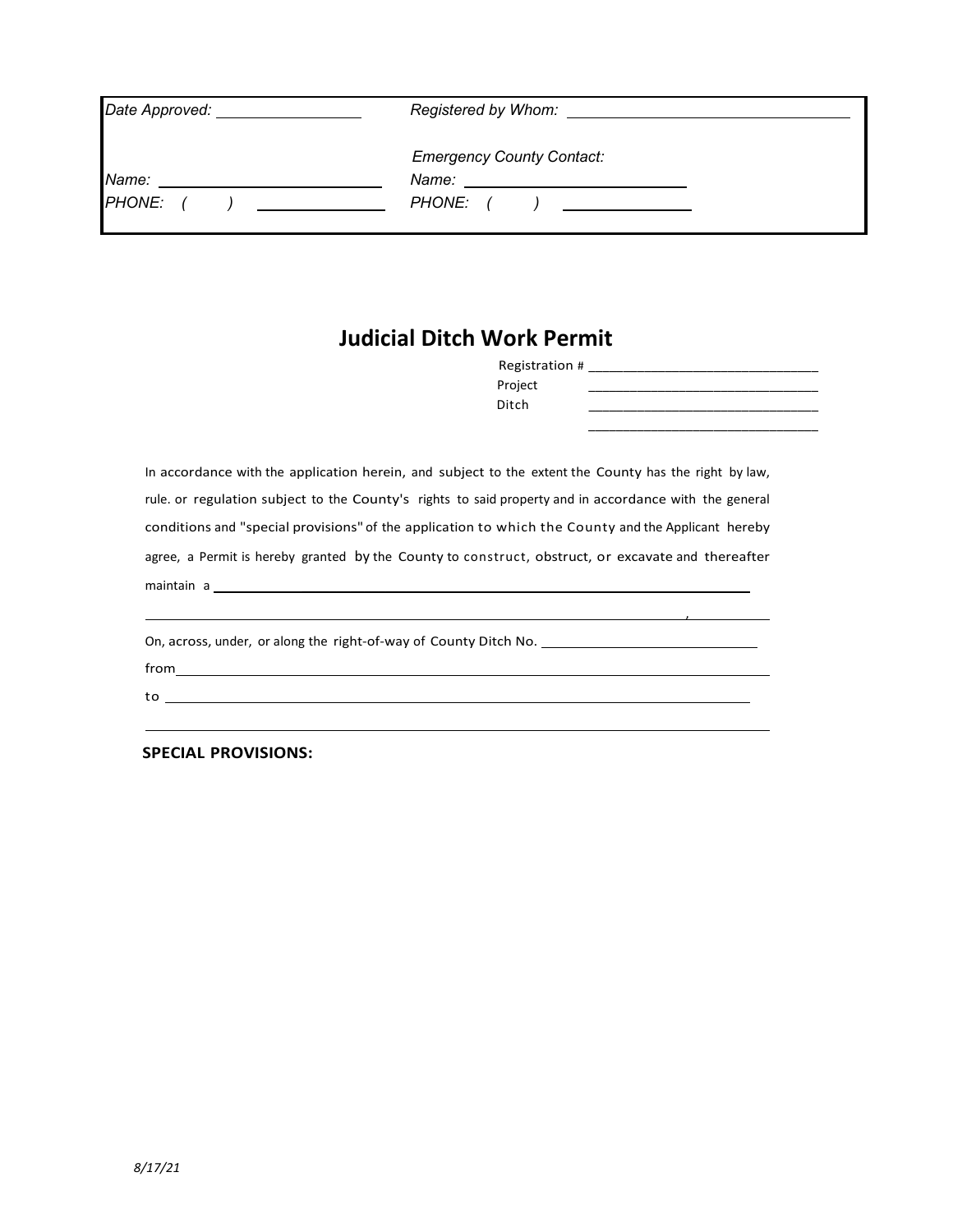| | |
|---|---|
| *Date Approved:* ________________ | *Registered by Whom:* ________________________________ |
| | *Emergency County Contact:* |
| *Name:* ________________________ | *Name:* ________________________ |
| *PHONE: (      )* ______________ | *PHONE: (      )* ______________ |

# Judicial Ditch Work Permit

Registration # ________________________________

Project ________________________________

Ditch ________________________________

________________________________

In accordance with the application herein, and subject to the extent the County has the right by law, rule. or regulation subject to the County's rights to said property and in accordance with the general conditions and "special provisions" of the application to which the County and the Applicant hereby agree, a Permit is hereby granted by the County to construct, obstruct, or excavate and thereafter maintain a ______________________________________________________________________

______________________________________________________________________, ____________

On, across, under, or along the right-of-way of County Ditch No. ______________________________

from______________________________________________________________________

to ______________________________________________________________________

______________________________________________________________________

**SPECIAL PROVISIONS:**

*8/17/21*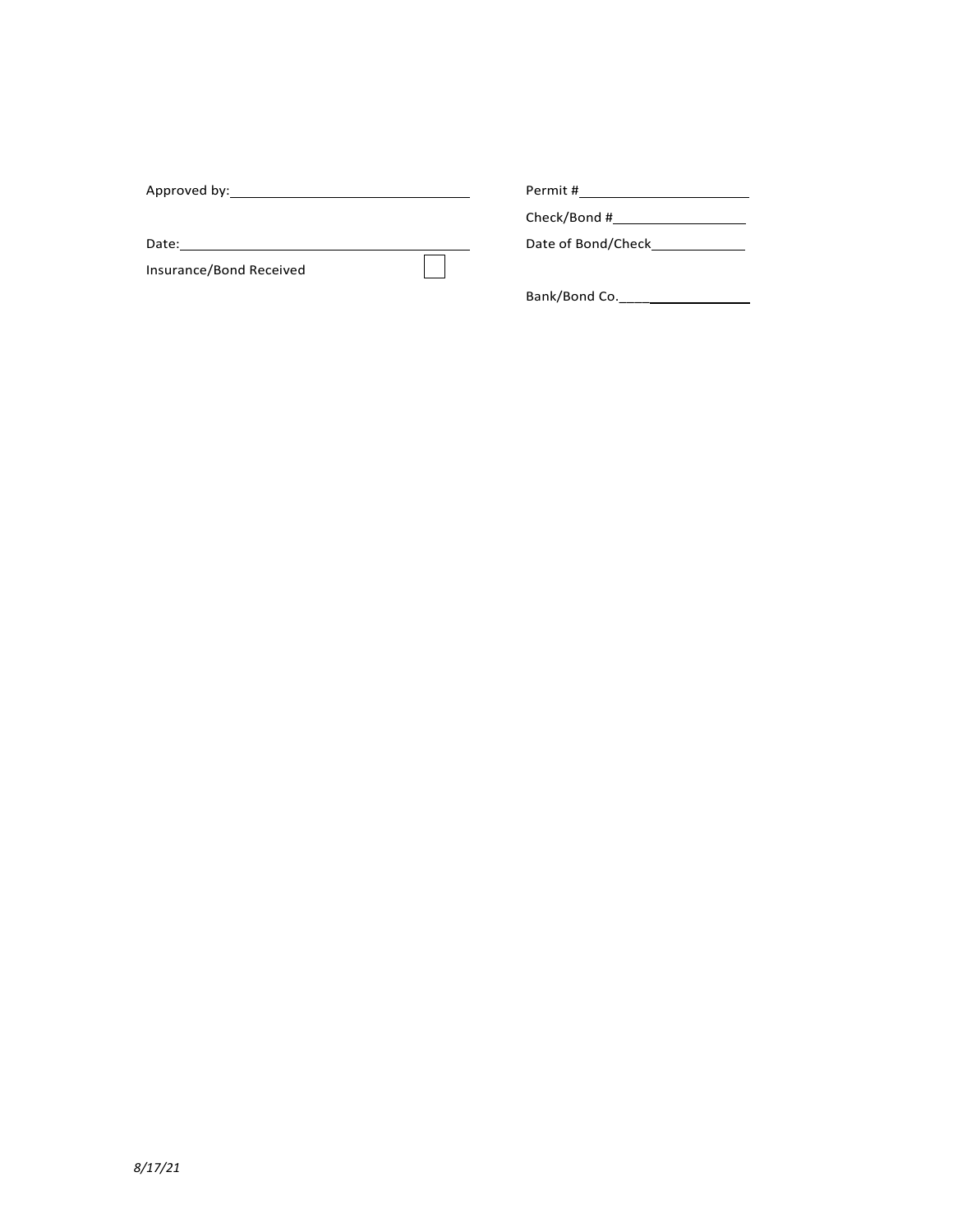Approved by:______________________________

Date:____________________________________

Insurance/Bond Received ☐

Permit #______________________

Check/Bond #__________________

Date of Bond/Check_____________

Bank/Bond Co.__________________

*8/17/21*